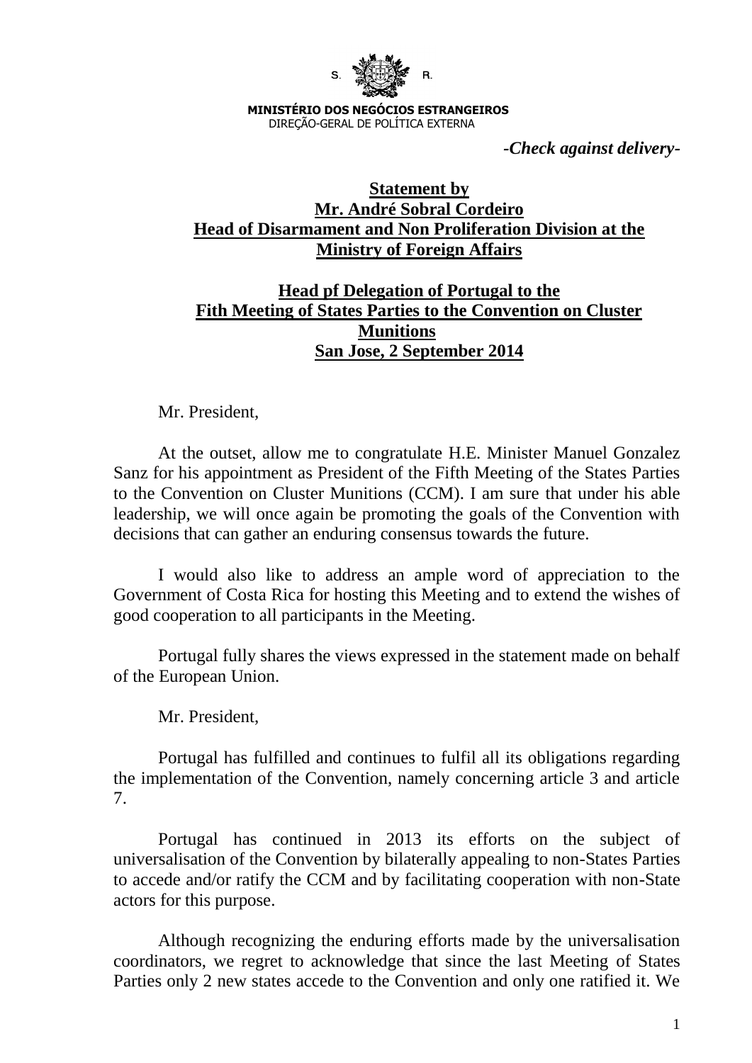S. R.

**MINISTÉRIO DOS NEGÓCIOS ESTRANGEIROS**
DIREÇÃO-GERAL DE POLÍTICA EXTERNA

*-Check against delivery-*

**Statement by**
**Mr. André Sobral Cordeiro**
**Head of Disarmament and Non Proliferation Division at the Ministry of Foreign Affairs**

**Head pf Delegation of Portugal to the Fith Meeting of States Parties to the Convention on Cluster Munitions**
**San Jose, 2 September 2014**

Mr. President,

At the outset, allow me to congratulate H.E. Minister Manuel Gonzalez Sanz for his appointment as President of the Fifth Meeting of the States Parties to the Convention on Cluster Munitions (CCM). I am sure that under his able leadership, we will once again be promoting the goals of the Convention with decisions that can gather an enduring consensus towards the future.

I would also like to address an ample word of appreciation to the Government of Costa Rica for hosting this Meeting and to extend the wishes of good cooperation to all participants in the Meeting.

Portugal fully shares the views expressed in the statement made on behalf of the European Union.

Mr. President,

Portugal has fulfilled and continues to fulfil all its obligations regarding the implementation of the Convention, namely concerning article 3 and article 7.

Portugal has continued in 2013 its efforts on the subject of universalisation of the Convention by bilaterally appealing to non-States Parties to accede and/or ratify the CCM and by facilitating cooperation with non-State actors for this purpose.

Although recognizing the enduring efforts made by the universalisation coordinators, we regret to acknowledge that since the last Meeting of States Parties only 2 new states accede to the Convention and only one ratified it. We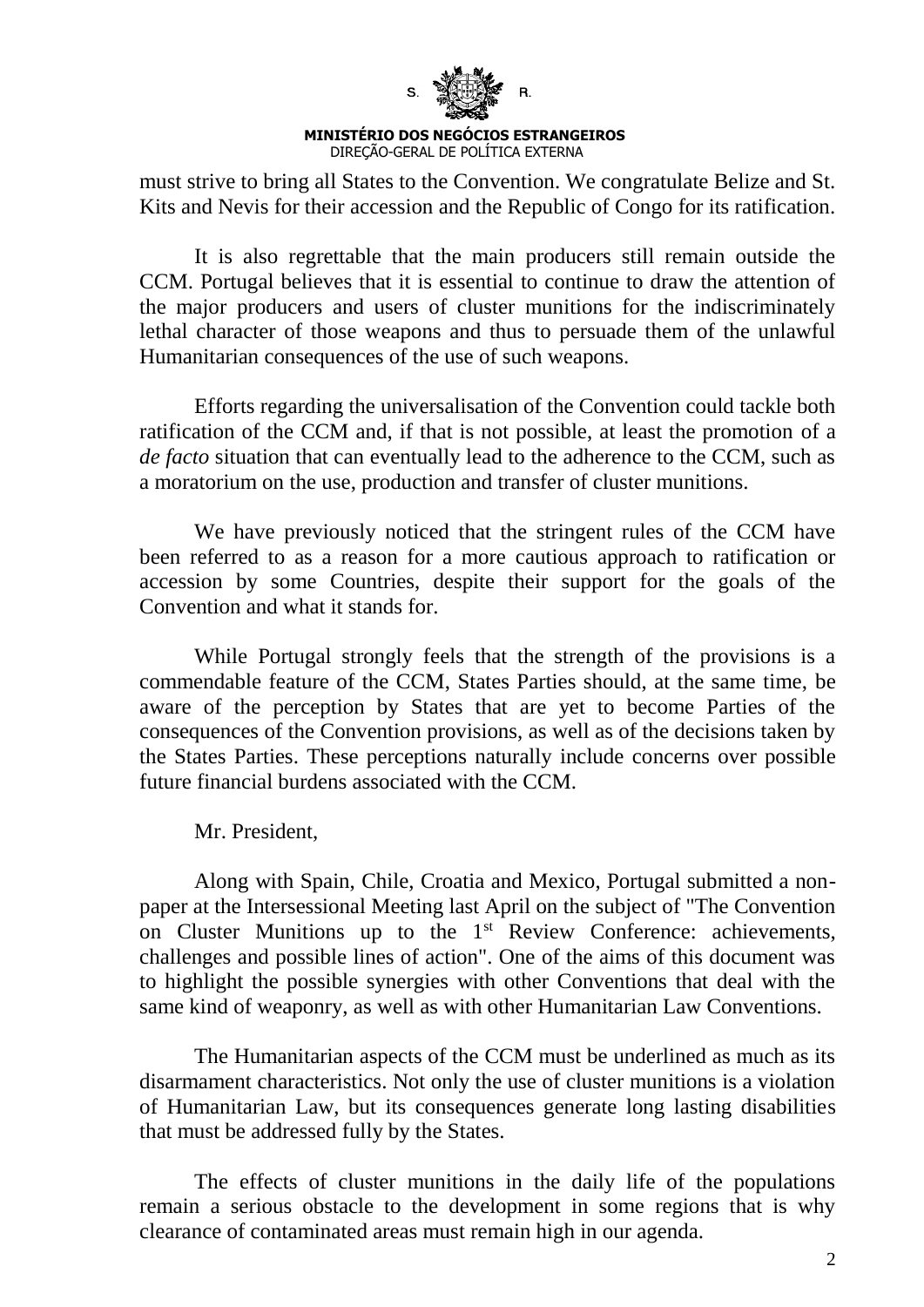must strive to bring all States to the Convention. We congratulate Belize and St. Kits and Nevis for their accession and the Republic of Congo for its ratification.

It is also regrettable that the main producers still remain outside the CCM. Portugal believes that it is essential to continue to draw the attention of the major producers and users of cluster munitions for the indiscriminately lethal character of those weapons and thus to persuade them of the unlawful Humanitarian consequences of the use of such weapons.

Efforts regarding the universalisation of the Convention could tackle both ratification of the CCM and, if that is not possible, at least the promotion of a *de facto* situation that can eventually lead to the adherence to the CCM, such as a moratorium on the use, production and transfer of cluster munitions.

We have previously noticed that the stringent rules of the CCM have been referred to as a reason for a more cautious approach to ratification or accession by some Countries, despite their support for the goals of the Convention and what it stands for.

While Portugal strongly feels that the strength of the provisions is a commendable feature of the CCM, States Parties should, at the same time, be aware of the perception by States that are yet to become Parties of the consequences of the Convention provisions, as well as of the decisions taken by the States Parties. These perceptions naturally include concerns over possible future financial burdens associated with the CCM.

Mr. President,

Along with Spain, Chile, Croatia and Mexico, Portugal submitted a non-paper at the Intersessional Meeting last April on the subject of "The Convention on Cluster Munitions up to the 1st Review Conference: achievements, challenges and possible lines of action". One of the aims of this document was to highlight the possible synergies with other Conventions that deal with the same kind of weaponry, as well as with other Humanitarian Law Conventions.

The Humanitarian aspects of the CCM must be underlined as much as its disarmament characteristics. Not only the use of cluster munitions is a violation of Humanitarian Law, but its consequences generate long lasting disabilities that must be addressed fully by the States.

The effects of cluster munitions in the daily life of the populations remain a serious obstacle to the development in some regions that is why clearance of contaminated areas must remain high in our agenda.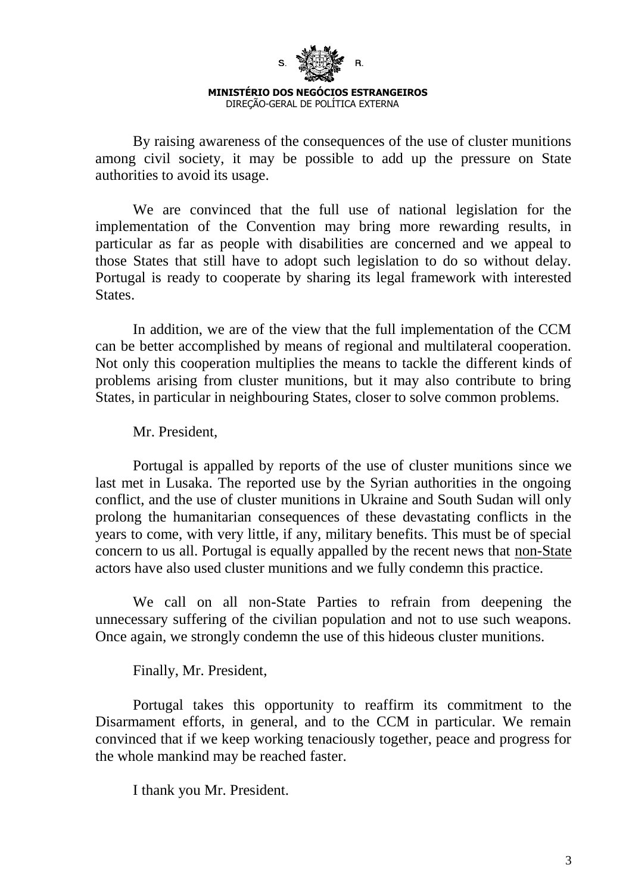By raising awareness of the consequences of the use of cluster munitions among civil society, it may be possible to add up the pressure on State authorities to avoid its usage.

We are convinced that the full use of national legislation for the implementation of the Convention may bring more rewarding results, in particular as far as people with disabilities are concerned and we appeal to those States that still have to adopt such legislation to do so without delay. Portugal is ready to cooperate by sharing its legal framework with interested States.

In addition, we are of the view that the full implementation of the CCM can be better accomplished by means of regional and multilateral cooperation. Not only this cooperation multiplies the means to tackle the different kinds of problems arising from cluster munitions, but it may also contribute to bring States, in particular in neighbouring States, closer to solve common problems.

Mr. President,

Portugal is appalled by reports of the use of cluster munitions since we last met in Lusaka. The reported use by the Syrian authorities in the ongoing conflict, and the use of cluster munitions in Ukraine and South Sudan will only prolong the humanitarian consequences of these devastating conflicts in the years to come, with very little, if any, military benefits. This must be of special concern to us all. Portugal is equally appalled by the recent news that non-State actors have also used cluster munitions and we fully condemn this practice.

We call on all non-State Parties to refrain from deepening the unnecessary suffering of the civilian population and not to use such weapons. Once again, we strongly condemn the use of this hideous cluster munitions.

Finally, Mr. President,

Portugal takes this opportunity to reaffirm its commitment to the Disarmament efforts, in general, and to the CCM in particular. We remain convinced that if we keep working tenaciously together, peace and progress for the whole mankind may be reached faster.

I thank you Mr. President.